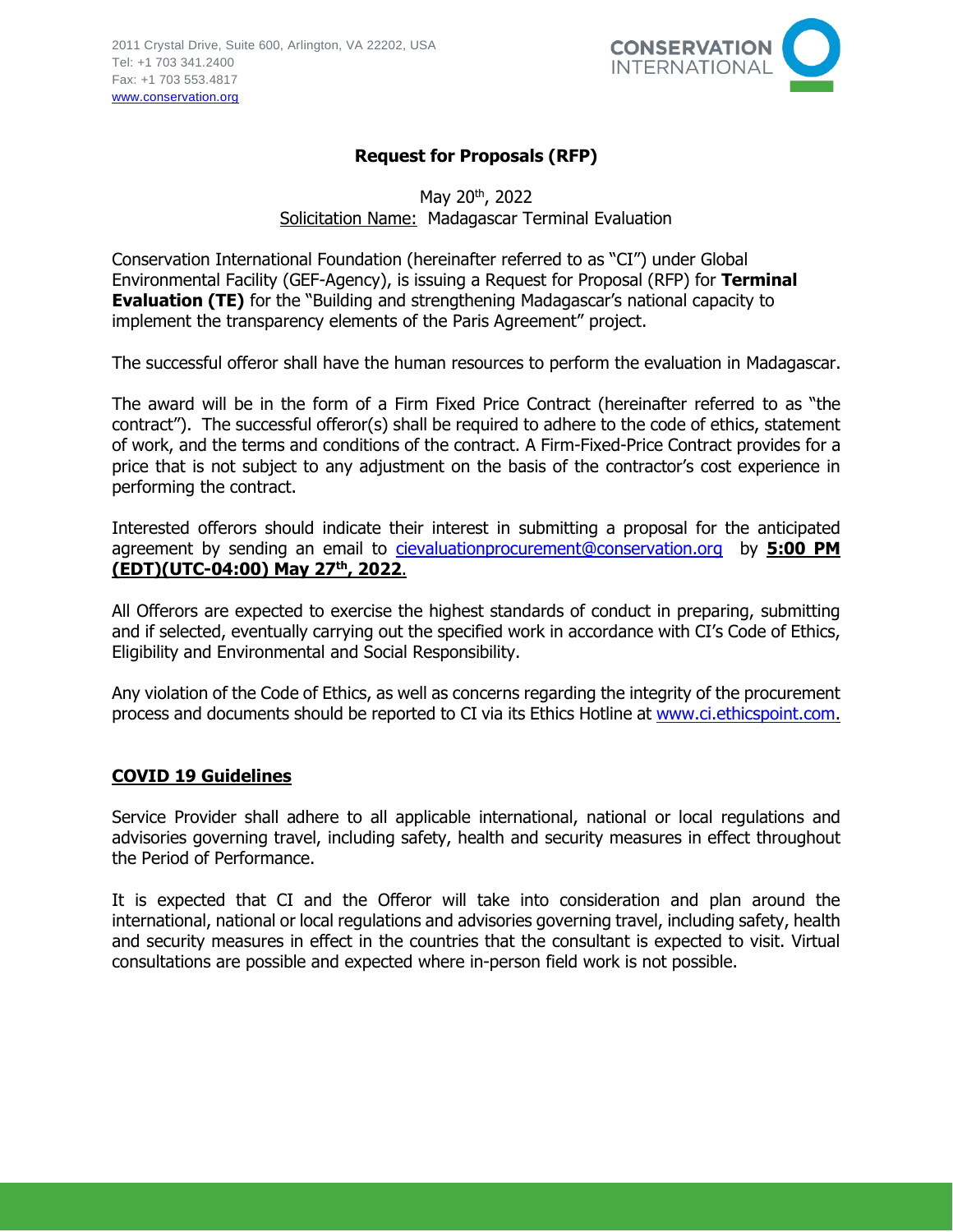2011 Crystal Drive, Suite 600, Arlington, VA 22202, USA
Tel: +1 703 341.2400
Fax: +1 703 553.4817
www.conservation.org

CONSERVATION INTERNATIONAL

# Request for Proposals (RFP)

May 20th, 2022
Solicitation Name: Madagascar Terminal Evaluation

Conservation International Foundation (hereinafter referred to as "CI") under Global Environmental Facility (GEF-Agency), is issuing a Request for Proposal (RFP) for **Terminal Evaluation (TE)** for the "Building and strengthening Madagascar's national capacity to implement the transparency elements of the Paris Agreement" project.

The successful offeror shall have the human resources to perform the evaluation in Madagascar.

The award will be in the form of a Firm Fixed Price Contract (hereinafter referred to as "the contract"). The successful offeror(s) shall be required to adhere to the code of ethics, statement of work, and the terms and conditions of the contract. A Firm-Fixed-Price Contract provides for a price that is not subject to any adjustment on the basis of the contractor's cost experience in performing the contract.

Interested offerors should indicate their interest in submitting a proposal for the anticipated agreement by sending an email to cievaluationprocurement@conservation.org by **5:00 PM (EDT)(UTC-04:00) May 27th, 2022**.

All Offerors are expected to exercise the highest standards of conduct in preparing, submitting and if selected, eventually carrying out the specified work in accordance with CI's Code of Ethics, Eligibility and Environmental and Social Responsibility.

Any violation of the Code of Ethics, as well as concerns regarding the integrity of the procurement process and documents should be reported to CI via its Ethics Hotline at www.ci.ethicspoint.com.

## COVID 19 Guidelines

Service Provider shall adhere to all applicable international, national or local regulations and advisories governing travel, including safety, health and security measures in effect throughout the Period of Performance.

It is expected that CI and the Offeror will take into consideration and plan around the international, national or local regulations and advisories governing travel, including safety, health and security measures in effect in the countries that the consultant is expected to visit. Virtual consultations are possible and expected where in-person field work is not possible.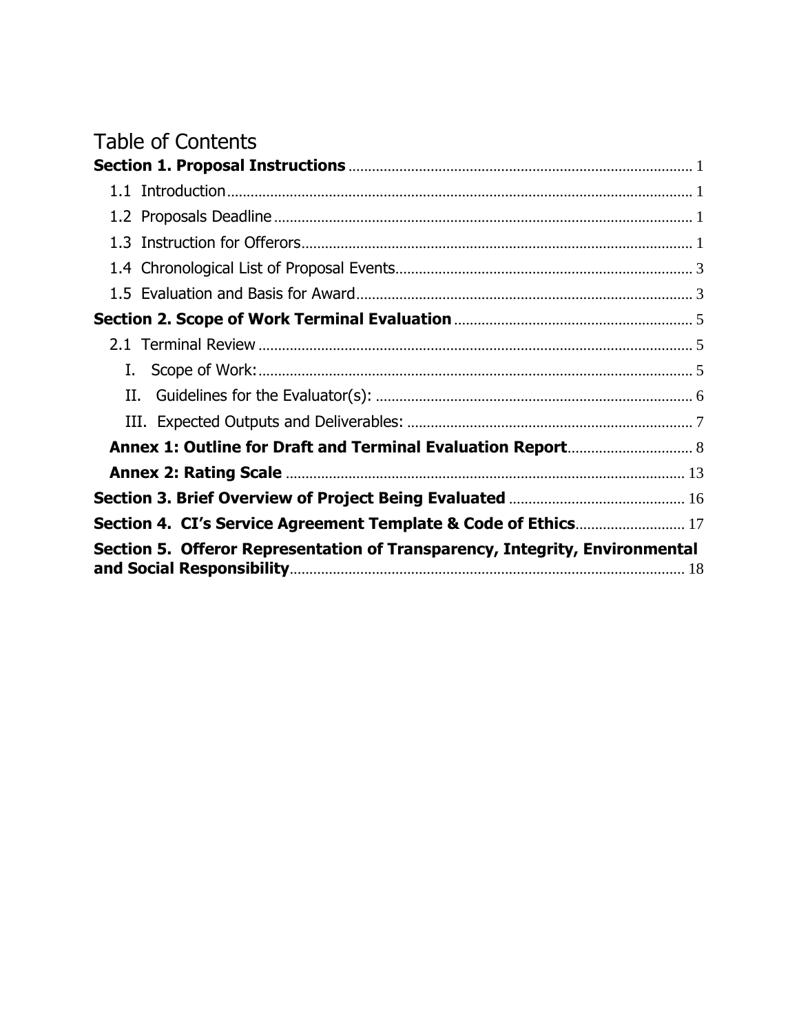# Table of Contents

**Section 1. Proposal Instructions** ........ 1

- 1.1 Introduction ........ 1
- 1.2 Proposals Deadline ........ 1
- 1.3 Instruction for Offerors ........ 1
- 1.4 Chronological List of Proposal Events ........ 3
- 1.5 Evaluation and Basis for Award ........ 3

**Section 2. Scope of Work Terminal Evaluation** ........ 5

- 2.1 Terminal Review ........ 5
  - I. Scope of Work: ........ 5
  - II. Guidelines for the Evaluator(s): ........ 6
  - III. Expected Outputs and Deliverables: ........ 7
- **Annex 1: Outline for Draft and Terminal Evaluation Report** ........ 8
- **Annex 2: Rating Scale** ........ 13

**Section 3. Brief Overview of Project Being Evaluated** ........ 16

**Section 4. CI's Service Agreement Template & Code of Ethics** ........ 17

**Section 5. Offeror Representation of Transparency, Integrity, Environmental and Social Responsibility** ........ 18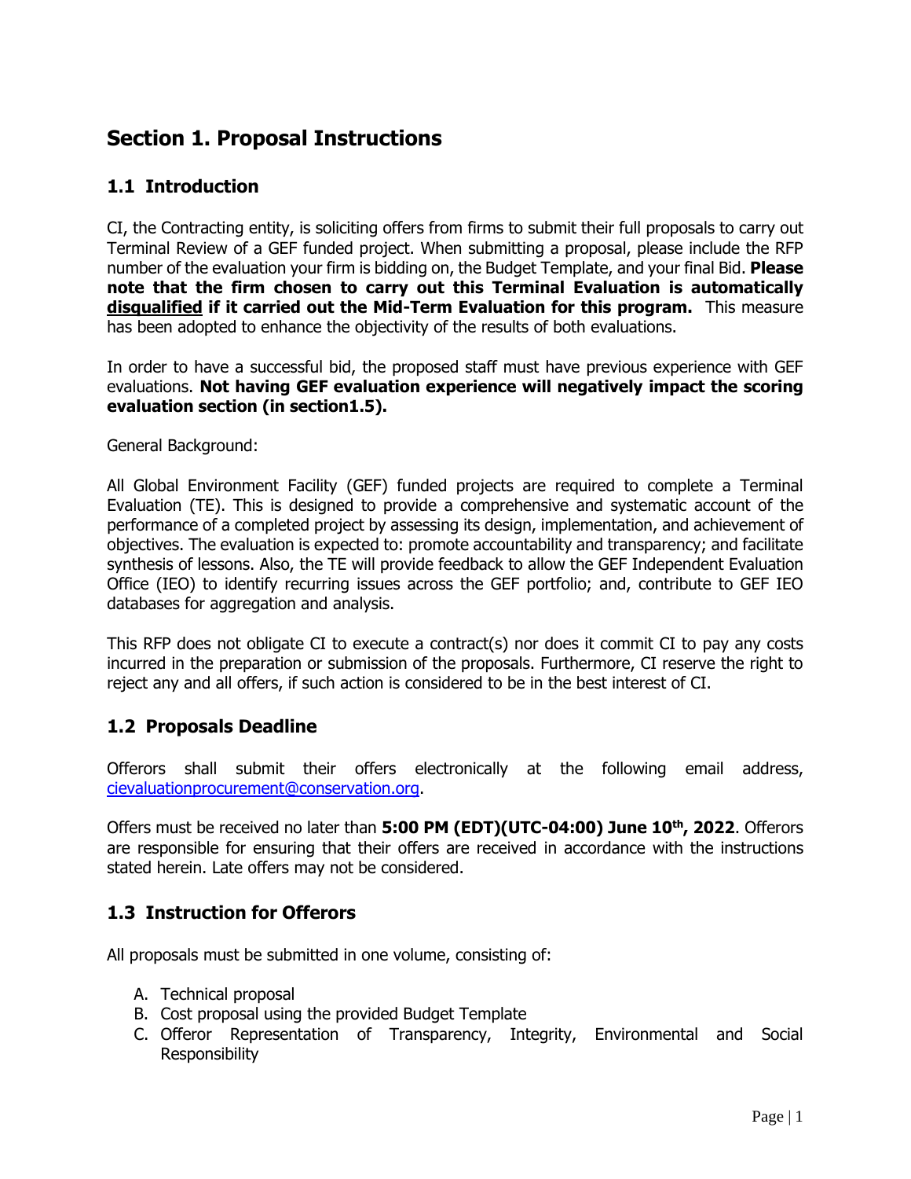# Section 1. Proposal Instructions

## 1.1 Introduction

CI, the Contracting entity, is soliciting offers from firms to submit their full proposals to carry out Terminal Review of a GEF funded project. When submitting a proposal, please include the RFP number of the evaluation your firm is bidding on, the Budget Template, and your final Bid. **Please note that the firm chosen to carry out this Terminal Evaluation is automatically <u>disqualified</u> if it carried out the Mid-Term Evaluation for this program.** This measure has been adopted to enhance the objectivity of the results of both evaluations.

In order to have a successful bid, the proposed staff must have previous experience with GEF evaluations. **Not having GEF evaluation experience will negatively impact the scoring evaluation section (in section1.5).**

General Background:

All Global Environment Facility (GEF) funded projects are required to complete a Terminal Evaluation (TE). This is designed to provide a comprehensive and systematic account of the performance of a completed project by assessing its design, implementation, and achievement of objectives. The evaluation is expected to: promote accountability and transparency; and facilitate synthesis of lessons. Also, the TE will provide feedback to allow the GEF Independent Evaluation Office (IEO) to identify recurring issues across the GEF portfolio; and, contribute to GEF IEO databases for aggregation and analysis.

This RFP does not obligate CI to execute a contract(s) nor does it commit CI to pay any costs incurred in the preparation or submission of the proposals. Furthermore, CI reserve the right to reject any and all offers, if such action is considered to be in the best interest of CI.

## 1.2 Proposals Deadline

Offerors shall submit their offers electronically at the following email address, cievaluationprocurement@conservation.org.

Offers must be received no later than **5:00 PM (EDT)(UTC-04:00) June 10th, 2022**. Offerors are responsible for ensuring that their offers are received in accordance with the instructions stated herein. Late offers may not be considered.

## 1.3 Instruction for Offerors

All proposals must be submitted in one volume, consisting of:

A. Technical proposal
B. Cost proposal using the provided Budget Template
C. Offeror Representation of Transparency, Integrity, Environmental and Social Responsibility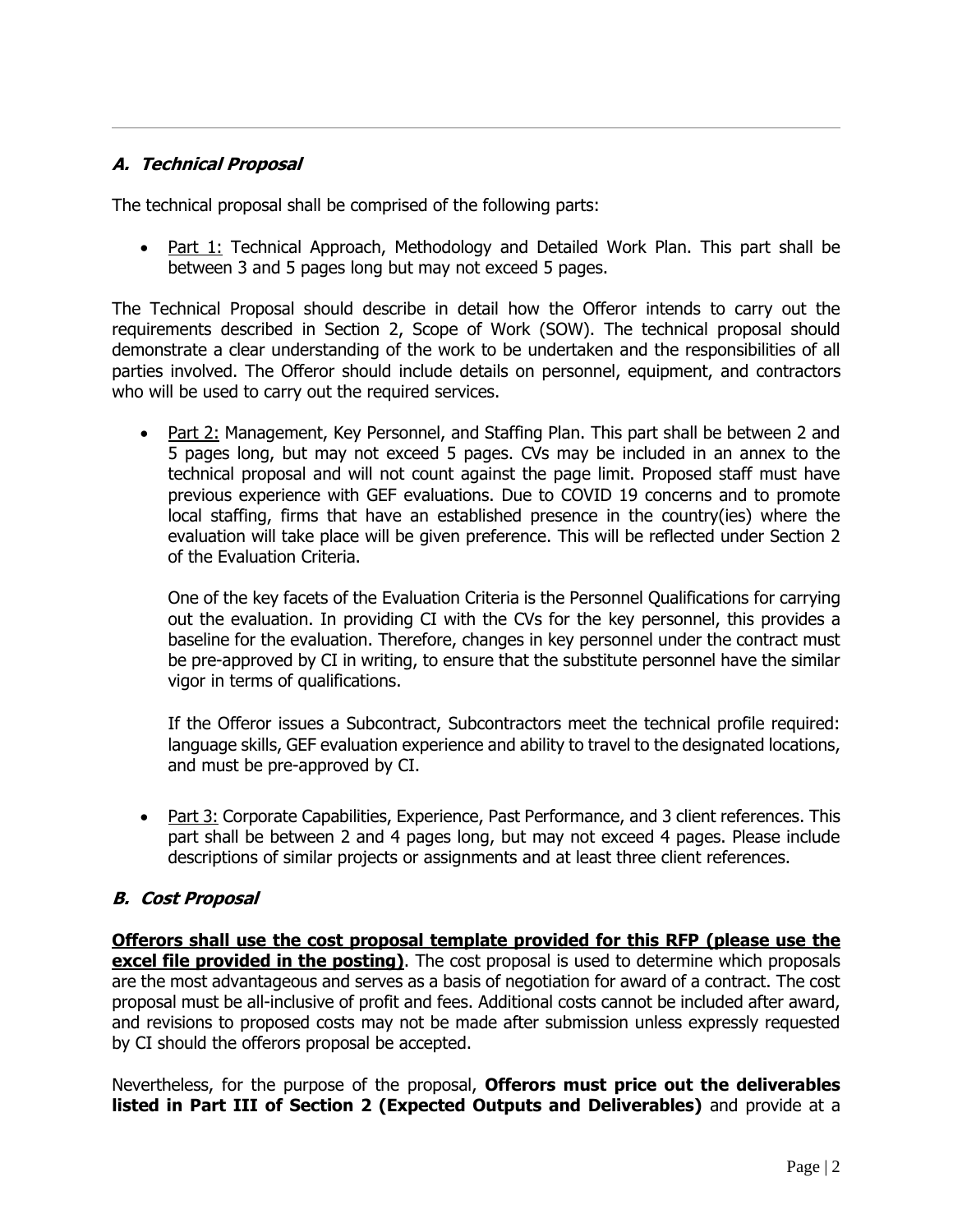### *A. Technical Proposal*

The technical proposal shall be comprised of the following parts:

- Part 1: Technical Approach, Methodology and Detailed Work Plan. This part shall be between 3 and 5 pages long but may not exceed 5 pages.

The Technical Proposal should describe in detail how the Offeror intends to carry out the requirements described in Section 2, Scope of Work (SOW). The technical proposal should demonstrate a clear understanding of the work to be undertaken and the responsibilities of all parties involved. The Offeror should include details on personnel, equipment, and contractors who will be used to carry out the required services.

- Part 2: Management, Key Personnel, and Staffing Plan. This part shall be between 2 and 5 pages long, but may not exceed 5 pages. CVs may be included in an annex to the technical proposal and will not count against the page limit. Proposed staff must have previous experience with GEF evaluations. Due to COVID 19 concerns and to promote local staffing, firms that have an established presence in the country(ies) where the evaluation will take place will be given preference. This will be reflected under Section 2 of the Evaluation Criteria.

  One of the key facets of the Evaluation Criteria is the Personnel Qualifications for carrying out the evaluation. In providing CI with the CVs for the key personnel, this provides a baseline for the evaluation. Therefore, changes in key personnel under the contract must be pre-approved by CI in writing, to ensure that the substitute personnel have the similar vigor in terms of qualifications.

  If the Offeror issues a Subcontract, Subcontractors meet the technical profile required: language skills, GEF evaluation experience and ability to travel to the designated locations, and must be pre-approved by CI.

- Part 3: Corporate Capabilities, Experience, Past Performance, and 3 client references. This part shall be between 2 and 4 pages long, but may not exceed 4 pages. Please include descriptions of similar projects or assignments and at least three client references.

### *B. Cost Proposal*

**Offerors shall use the cost proposal template provided for this RFP (please use the excel file provided in the posting)**. The cost proposal is used to determine which proposals are the most advantageous and serves as a basis of negotiation for award of a contract. The cost proposal must be all-inclusive of profit and fees. Additional costs cannot be included after award, and revisions to proposed costs may not be made after submission unless expressly requested by CI should the offerors proposal be accepted.

Nevertheless, for the purpose of the proposal, **Offerors must price out the deliverables listed in Part III of Section 2 (Expected Outputs and Deliverables)** and provide at a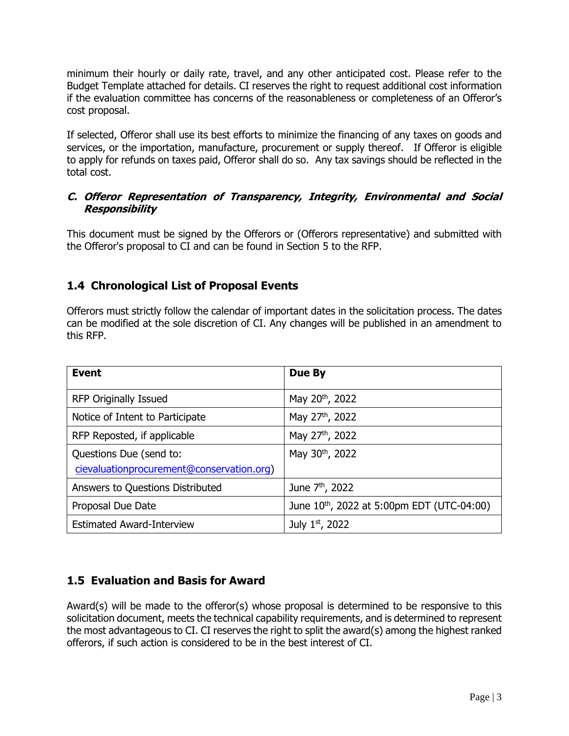minimum their hourly or daily rate, travel, and any other anticipated cost. Please refer to the Budget Template attached for details. CI reserves the right to request additional cost information if the evaluation committee has concerns of the reasonableness or completeness of an Offeror's cost proposal.

If selected, Offeror shall use its best efforts to minimize the financing of any taxes on goods and services, or the importation, manufacture, procurement or supply thereof. If Offeror is eligible to apply for refunds on taxes paid, Offeror shall do so. Any tax savings should be reflected in the total cost.

#### *C. Offeror Representation of Transparency, Integrity, Environmental and Social Responsibility*

This document must be signed by the Offerors or (Offerors representative) and submitted with the Offeror's proposal to CI and can be found in Section 5 to the RFP.

## 1.4 Chronological List of Proposal Events

Offerors must strictly follow the calendar of important dates in the solicitation process. The dates can be modified at the sole discretion of CI. Any changes will be published in an amendment to this RFP.

| Event | Due By |
|---|---|
| RFP Originally Issued | May 20th, 2022 |
| Notice of Intent to Participate | May 27th, 2022 |
| RFP Reposted, if applicable | May 27th, 2022 |
| Questions Due (send to: cievaluationprocurement@conservation.org) | May 30th, 2022 |
| Answers to Questions Distributed | June 7th, 2022 |
| Proposal Due Date | June 10th, 2022 at 5:00pm EDT (UTC-04:00) |
| Estimated Award-Interview | July 1st, 2022 |

## 1.5 Evaluation and Basis for Award

Award(s) will be made to the offeror(s) whose proposal is determined to be responsive to this solicitation document, meets the technical capability requirements, and is determined to represent the most advantageous to CI. CI reserves the right to split the award(s) among the highest ranked offerors, if such action is considered to be in the best interest of CI.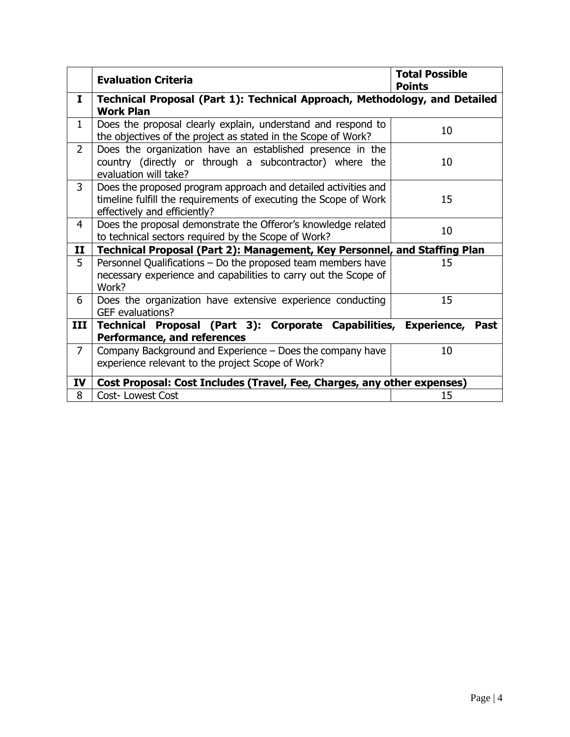| | Evaluation Criteria | Total Possible Points |
|---|---|---|
| **I** | **Technical Proposal (Part 1): Technical Approach, Methodology, and Detailed Work Plan** | |
| 1 | Does the proposal clearly explain, understand and respond to the objectives of the project as stated in the Scope of Work? | 10 |
| 2 | Does the organization have an established presence in the country (directly or through a subcontractor) where the evaluation will take? | 10 |
| 3 | Does the proposed program approach and detailed activities and timeline fulfill the requirements of executing the Scope of Work effectively and efficiently? | 15 |
| 4 | Does the proposal demonstrate the Offeror's knowledge related to technical sectors required by the Scope of Work? | 10 |
| **II** | **Technical Proposal (Part 2): Management, Key Personnel, and Staffing Plan** | |
| 5 | Personnel Qualifications – Do the proposed team members have necessary experience and capabilities to carry out the Scope of Work? | 15 |
| 6 | Does the organization have extensive experience conducting GEF evaluations? | 15 |
| **III** | **Technical Proposal (Part 3): Corporate Capabilities, Experience, Past Performance, and references** | |
| 7 | Company Background and Experience – Does the company have experience relevant to the project Scope of Work? | 10 |
| **IV** | **Cost Proposal: Cost Includes (Travel, Fee, Charges, any other expenses)** | |
| 8 | Cost- Lowest Cost | 15 |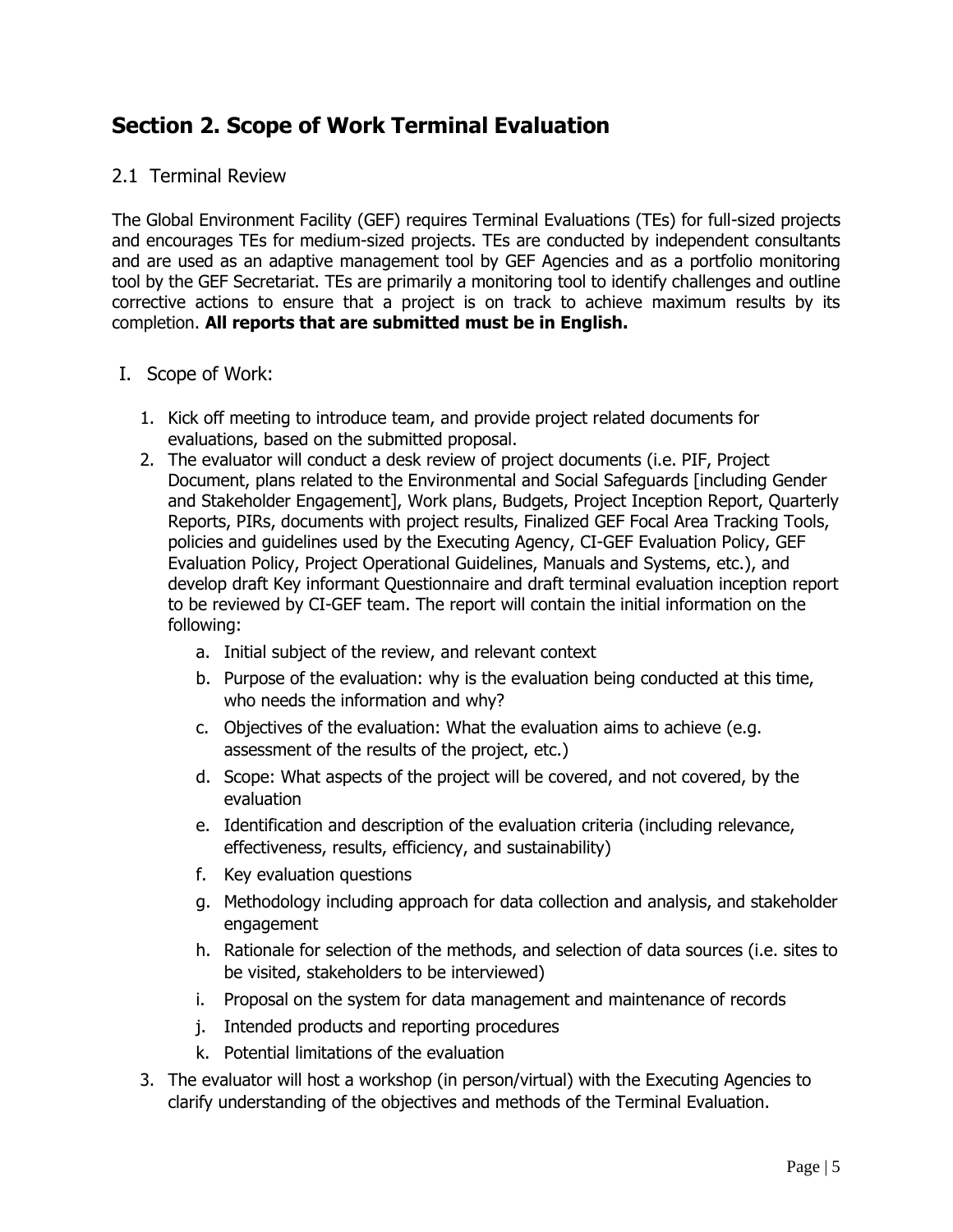# Section 2. Scope of Work Terminal Evaluation

## 2.1 Terminal Review

The Global Environment Facility (GEF) requires Terminal Evaluations (TEs) for full-sized projects and encourages TEs for medium-sized projects. TEs are conducted by independent consultants and are used as an adaptive management tool by GEF Agencies and as a portfolio monitoring tool by the GEF Secretariat. TEs are primarily a monitoring tool to identify challenges and outline corrective actions to ensure that a project is on track to achieve maximum results by its completion. **All reports that are submitted must be in English.**

I. Scope of Work:

1. Kick off meeting to introduce team, and provide project related documents for evaluations, based on the submitted proposal.
2. The evaluator will conduct a desk review of project documents (i.e. PIF, Project Document, plans related to the Environmental and Social Safeguards [including Gender and Stakeholder Engagement], Work plans, Budgets, Project Inception Report, Quarterly Reports, PIRs, documents with project results, Finalized GEF Focal Area Tracking Tools, policies and guidelines used by the Executing Agency, CI-GEF Evaluation Policy, GEF Evaluation Policy, Project Operational Guidelines, Manuals and Systems, etc.), and develop draft Key informant Questionnaire and draft terminal evaluation inception report to be reviewed by CI-GEF team. The report will contain the initial information on the following:
    a. Initial subject of the review, and relevant context
    b. Purpose of the evaluation: why is the evaluation being conducted at this time, who needs the information and why?
    c. Objectives of the evaluation: What the evaluation aims to achieve (e.g. assessment of the results of the project, etc.)
    d. Scope: What aspects of the project will be covered, and not covered, by the evaluation
    e. Identification and description of the evaluation criteria (including relevance, effectiveness, results, efficiency, and sustainability)
    f. Key evaluation questions
    g. Methodology including approach for data collection and analysis, and stakeholder engagement
    h. Rationale for selection of the methods, and selection of data sources (i.e. sites to be visited, stakeholders to be interviewed)
    i. Proposal on the system for data management and maintenance of records
    j. Intended products and reporting procedures
    k. Potential limitations of the evaluation
3. The evaluator will host a workshop (in person/virtual) with the Executing Agencies to clarify understanding of the objectives and methods of the Terminal Evaluation.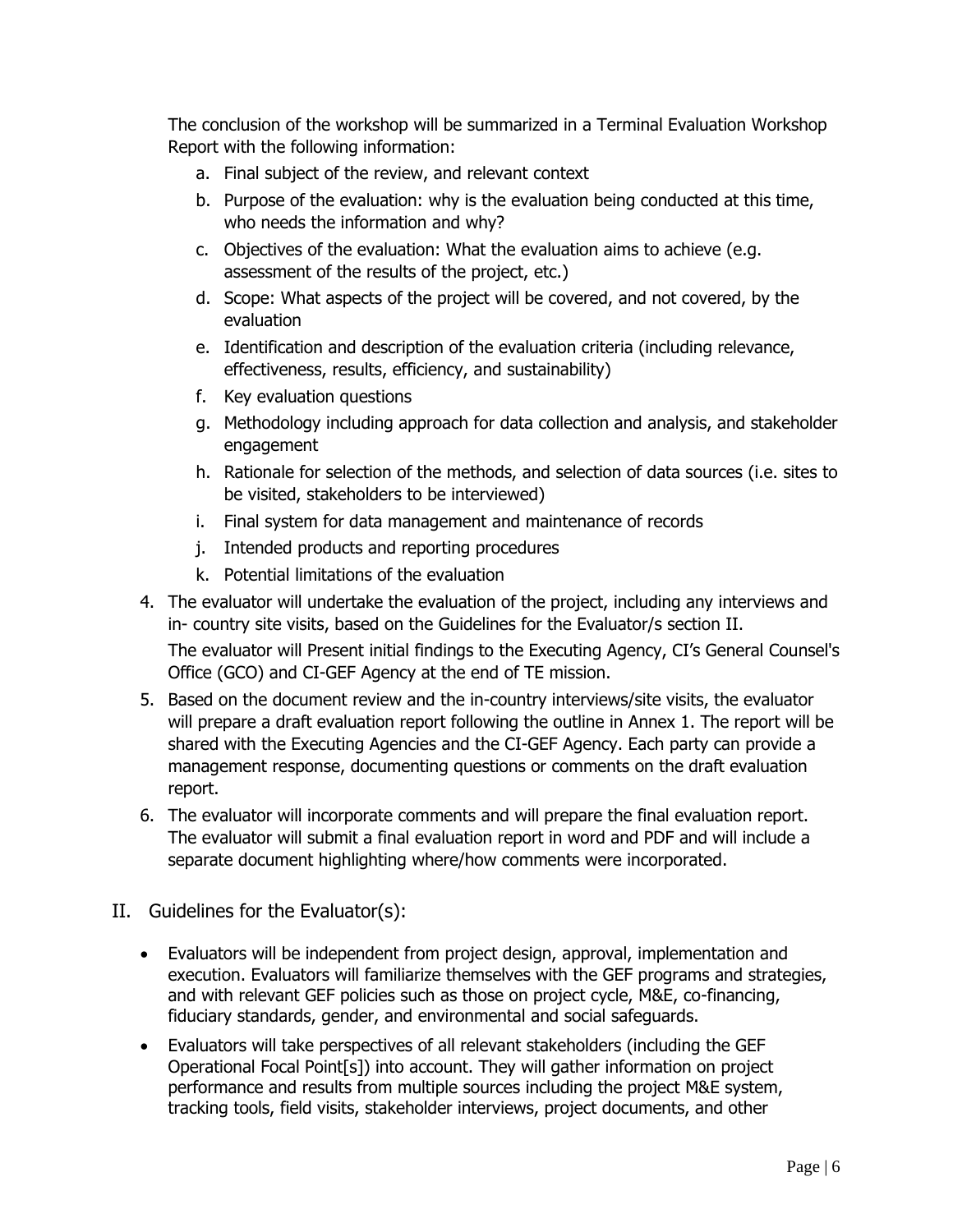The conclusion of the workshop will be summarized in a Terminal Evaluation Workshop Report with the following information:

a. Final subject of the review, and relevant context
b. Purpose of the evaluation: why is the evaluation being conducted at this time, who needs the information and why?
c. Objectives of the evaluation: What the evaluation aims to achieve (e.g. assessment of the results of the project, etc.)
d. Scope: What aspects of the project will be covered, and not covered, by the evaluation
e. Identification and description of the evaluation criteria (including relevance, effectiveness, results, efficiency, and sustainability)
f. Key evaluation questions
g. Methodology including approach for data collection and analysis, and stakeholder engagement
h. Rationale for selection of the methods, and selection of data sources (i.e. sites to be visited, stakeholders to be interviewed)
i. Final system for data management and maintenance of records
j. Intended products and reporting procedures
k. Potential limitations of the evaluation

4. The evaluator will undertake the evaluation of the project, including any interviews and in- country site visits, based on the Guidelines for the Evaluator/s section II.

   The evaluator will Present initial findings to the Executing Agency, CI's General Counsel's Office (GCO) and CI-GEF Agency at the end of TE mission.

5. Based on the document review and the in-country interviews/site visits, the evaluator will prepare a draft evaluation report following the outline in Annex 1. The report will be shared with the Executing Agencies and the CI-GEF Agency. Each party can provide a management response, documenting questions or comments on the draft evaluation report.

6. The evaluator will incorporate comments and will prepare the final evaluation report. The evaluator will submit a final evaluation report in word and PDF and will include a separate document highlighting where/how comments were incorporated.

## II. Guidelines for the Evaluator(s):

- Evaluators will be independent from project design, approval, implementation and execution. Evaluators will familiarize themselves with the GEF programs and strategies, and with relevant GEF policies such as those on project cycle, M&E, co-financing, fiduciary standards, gender, and environmental and social safeguards.
- Evaluators will take perspectives of all relevant stakeholders (including the GEF Operational Focal Point[s]) into account. They will gather information on project performance and results from multiple sources including the project M&E system, tracking tools, field visits, stakeholder interviews, project documents, and other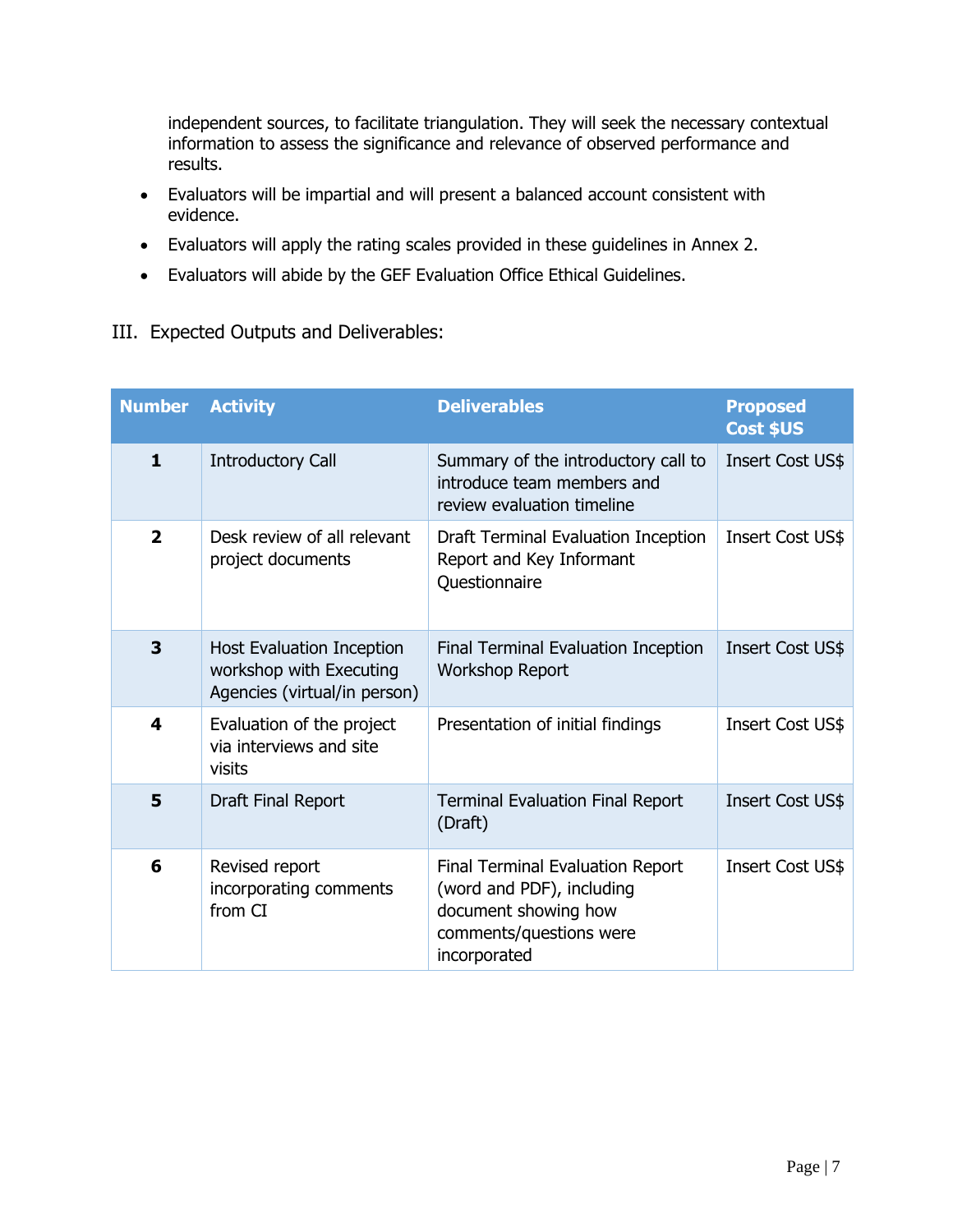independent sources, to facilitate triangulation. They will seek the necessary contextual information to assess the significance and relevance of observed performance and results.

- Evaluators will be impartial and will present a balanced account consistent with evidence.
- Evaluators will apply the rating scales provided in these guidelines in Annex 2.
- Evaluators will abide by the GEF Evaluation Office Ethical Guidelines.

## III. Expected Outputs and Deliverables:

| Number | Activity | Deliverables | Proposed Cost $US |
|---|---|---|---|
| **1** | Introductory Call | Summary of the introductory call to introduce team members and review evaluation timeline | Insert Cost US$ |
| **2** | Desk review of all relevant project documents | Draft Terminal Evaluation Inception Report and Key Informant Questionnaire | Insert Cost US$ |
| **3** | Host Evaluation Inception workshop with Executing Agencies (virtual/in person) | Final Terminal Evaluation Inception Workshop Report | Insert Cost US$ |
| **4** | Evaluation of the project via interviews and site visits | Presentation of initial findings | Insert Cost US$ |
| **5** | Draft Final Report | Terminal Evaluation Final Report (Draft) | Insert Cost US$ |
| **6** | Revised report incorporating comments from CI | Final Terminal Evaluation Report (word and PDF), including document showing how comments/questions were incorporated | Insert Cost US$ |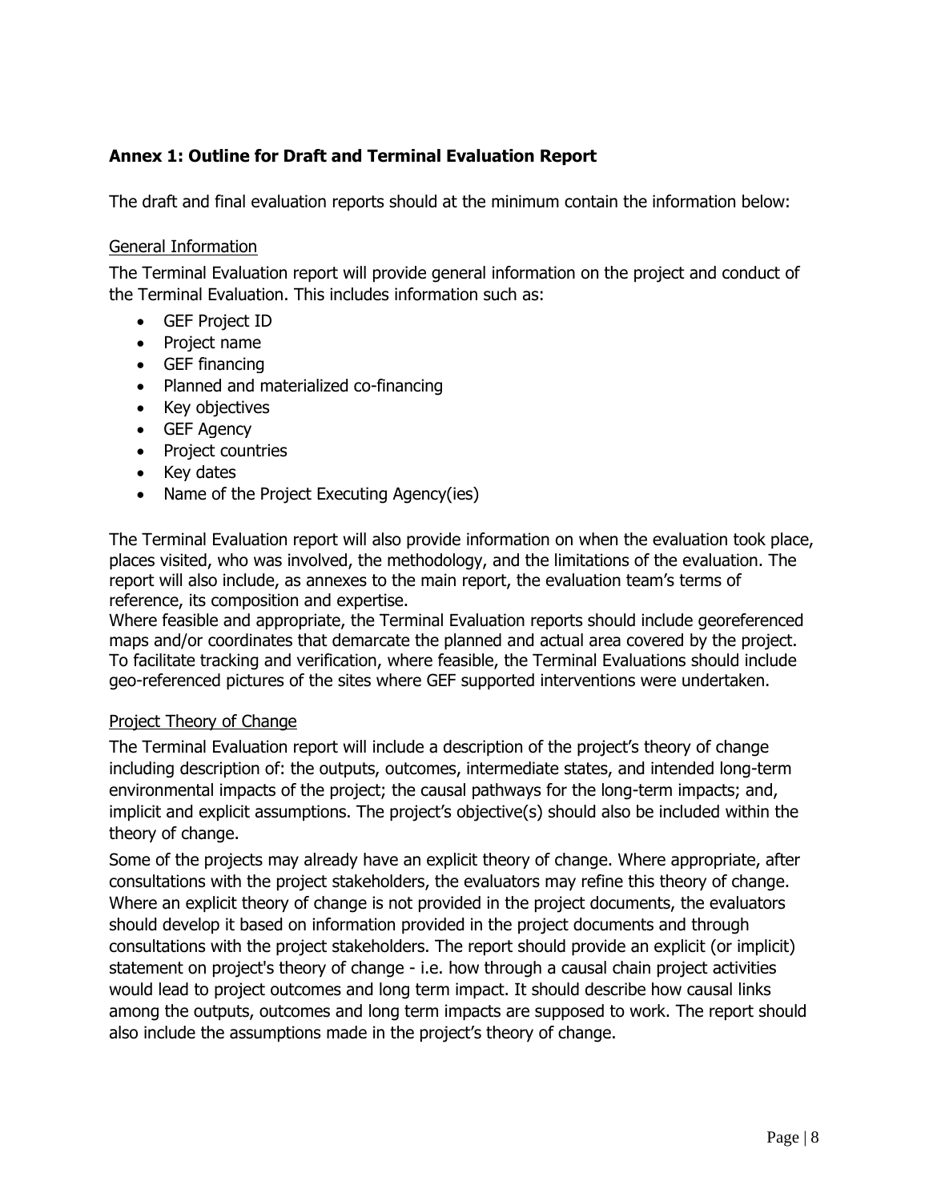## Annex 1: Outline for Draft and Terminal Evaluation Report

The draft and final evaluation reports should at the minimum contain the information below:

### General Information

The Terminal Evaluation report will provide general information on the project and conduct of the Terminal Evaluation. This includes information such as:

- GEF Project ID
- Project name
- GEF financing
- Planned and materialized co-financing
- Key objectives
- GEF Agency
- Project countries
- Key dates
- Name of the Project Executing Agency(ies)

The Terminal Evaluation report will also provide information on when the evaluation took place, places visited, who was involved, the methodology, and the limitations of the evaluation. The report will also include, as annexes to the main report, the evaluation team's terms of reference, its composition and expertise.
Where feasible and appropriate, the Terminal Evaluation reports should include georeferenced maps and/or coordinates that demarcate the planned and actual area covered by the project. To facilitate tracking and verification, where feasible, the Terminal Evaluations should include geo-referenced pictures of the sites where GEF supported interventions were undertaken.

### Project Theory of Change

The Terminal Evaluation report will include a description of the project's theory of change including description of: the outputs, outcomes, intermediate states, and intended long-term environmental impacts of the project; the causal pathways for the long-term impacts; and, implicit and explicit assumptions. The project's objective(s) should also be included within the theory of change.

Some of the projects may already have an explicit theory of change. Where appropriate, after consultations with the project stakeholders, the evaluators may refine this theory of change. Where an explicit theory of change is not provided in the project documents, the evaluators should develop it based on information provided in the project documents and through consultations with the project stakeholders. The report should provide an explicit (or implicit) statement on project's theory of change - i.e. how through a causal chain project activities would lead to project outcomes and long term impact. It should describe how causal links among the outputs, outcomes and long term impacts are supposed to work. The report should also include the assumptions made in the project's theory of change.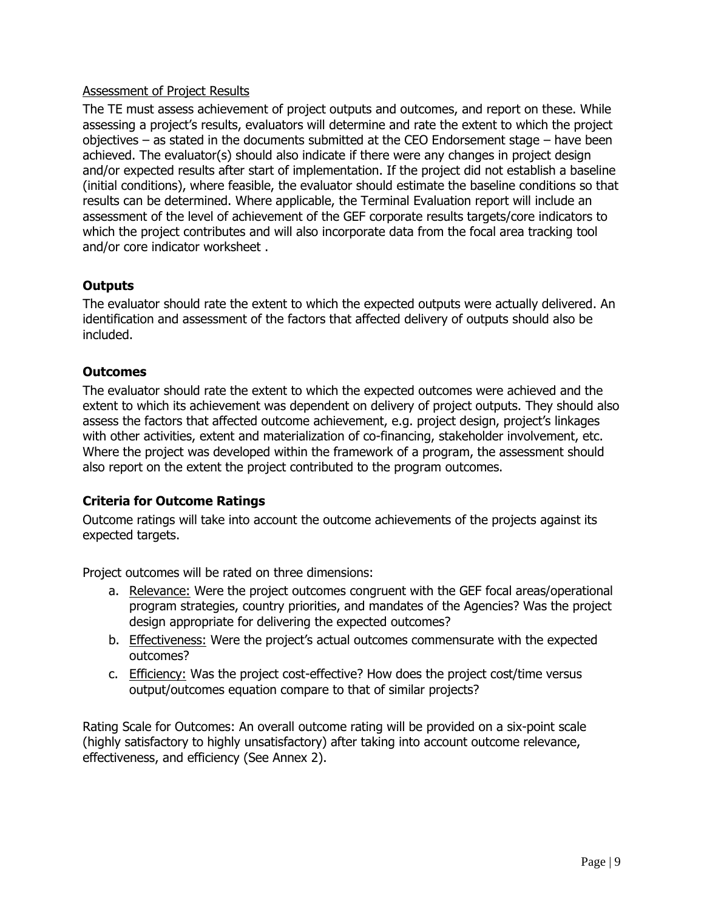Assessment of Project Results

The TE must assess achievement of project outputs and outcomes, and report on these. While assessing a project's results, evaluators will determine and rate the extent to which the project objectives – as stated in the documents submitted at the CEO Endorsement stage – have been achieved. The evaluator(s) should also indicate if there were any changes in project design and/or expected results after start of implementation. If the project did not establish a baseline (initial conditions), where feasible, the evaluator should estimate the baseline conditions so that results can be determined. Where applicable, the Terminal Evaluation report will include an assessment of the level of achievement of the GEF corporate results targets/core indicators to which the project contributes and will also incorporate data from the focal area tracking tool and/or core indicator worksheet .

### Outputs

The evaluator should rate the extent to which the expected outputs were actually delivered. An identification and assessment of the factors that affected delivery of outputs should also be included.

### Outcomes

The evaluator should rate the extent to which the expected outcomes were achieved and the extent to which its achievement was dependent on delivery of project outputs. They should also assess the factors that affected outcome achievement, e.g. project design, project's linkages with other activities, extent and materialization of co-financing, stakeholder involvement, etc. Where the project was developed within the framework of a program, the assessment should also report on the extent the project contributed to the program outcomes.

### Criteria for Outcome Ratings

Outcome ratings will take into account the outcome achievements of the projects against its expected targets.

Project outcomes will be rated on three dimensions:

a. Relevance: Were the project outcomes congruent with the GEF focal areas/operational program strategies, country priorities, and mandates of the Agencies? Was the project design appropriate for delivering the expected outcomes?
b. Effectiveness: Were the project's actual outcomes commensurate with the expected outcomes?
c. Efficiency: Was the project cost-effective? How does the project cost/time versus output/outcomes equation compare to that of similar projects?

Rating Scale for Outcomes: An overall outcome rating will be provided on a six-point scale (highly satisfactory to highly unsatisfactory) after taking into account outcome relevance, effectiveness, and efficiency (See Annex 2).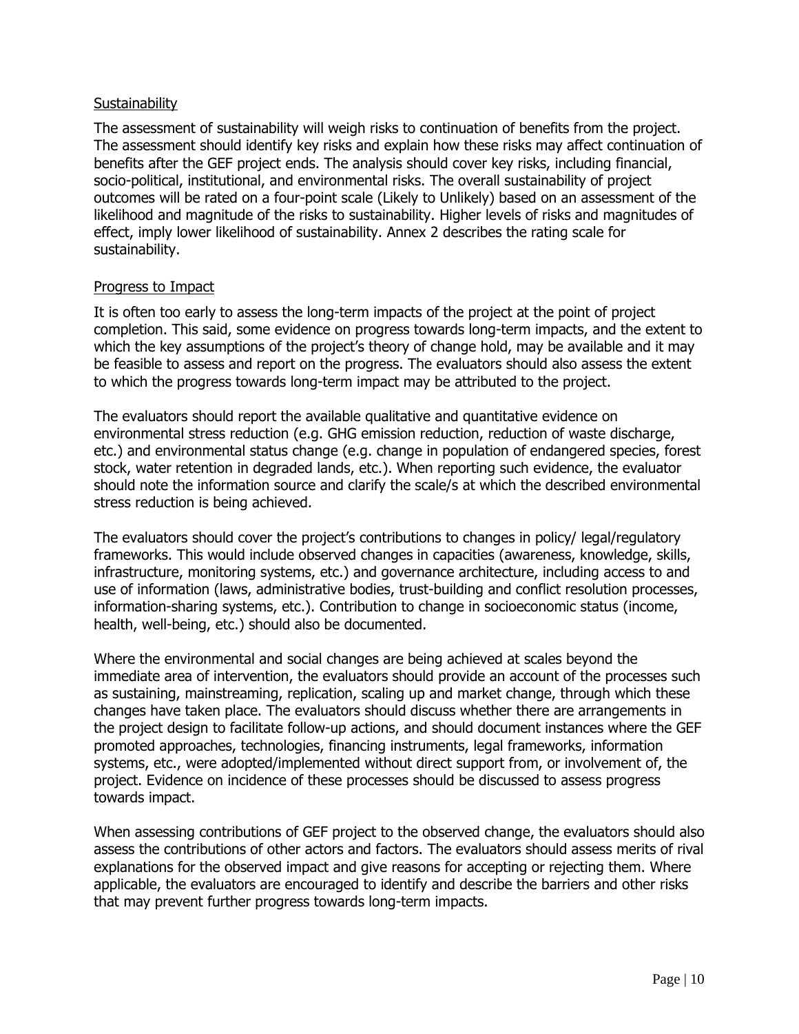<u>Sustainability</u>

The assessment of sustainability will weigh risks to continuation of benefits from the project. The assessment should identify key risks and explain how these risks may affect continuation of benefits after the GEF project ends. The analysis should cover key risks, including financial, socio-political, institutional, and environmental risks. The overall sustainability of project outcomes will be rated on a four-point scale (Likely to Unlikely) based on an assessment of the likelihood and magnitude of the risks to sustainability. Higher levels of risks and magnitudes of effect, imply lower likelihood of sustainability. Annex 2 describes the rating scale for sustainability.

<u>Progress to Impact</u>

It is often too early to assess the long-term impacts of the project at the point of project completion. This said, some evidence on progress towards long-term impacts, and the extent to which the key assumptions of the project's theory of change hold, may be available and it may be feasible to assess and report on the progress. The evaluators should also assess the extent to which the progress towards long-term impact may be attributed to the project.

The evaluators should report the available qualitative and quantitative evidence on environmental stress reduction (e.g. GHG emission reduction, reduction of waste discharge, etc.) and environmental status change (e.g. change in population of endangered species, forest stock, water retention in degraded lands, etc.). When reporting such evidence, the evaluator should note the information source and clarify the scale/s at which the described environmental stress reduction is being achieved.

The evaluators should cover the project's contributions to changes in policy/ legal/regulatory frameworks. This would include observed changes in capacities (awareness, knowledge, skills, infrastructure, monitoring systems, etc.) and governance architecture, including access to and use of information (laws, administrative bodies, trust-building and conflict resolution processes, information-sharing systems, etc.). Contribution to change in socioeconomic status (income, health, well-being, etc.) should also be documented.

Where the environmental and social changes are being achieved at scales beyond the immediate area of intervention, the evaluators should provide an account of the processes such as sustaining, mainstreaming, replication, scaling up and market change, through which these changes have taken place. The evaluators should discuss whether there are arrangements in the project design to facilitate follow-up actions, and should document instances where the GEF promoted approaches, technologies, financing instruments, legal frameworks, information systems, etc., were adopted/implemented without direct support from, or involvement of, the project. Evidence on incidence of these processes should be discussed to assess progress towards impact.

When assessing contributions of GEF project to the observed change, the evaluators should also assess the contributions of other actors and factors. The evaluators should assess merits of rival explanations for the observed impact and give reasons for accepting or rejecting them. Where applicable, the evaluators are encouraged to identify and describe the barriers and other risks that may prevent further progress towards long-term impacts.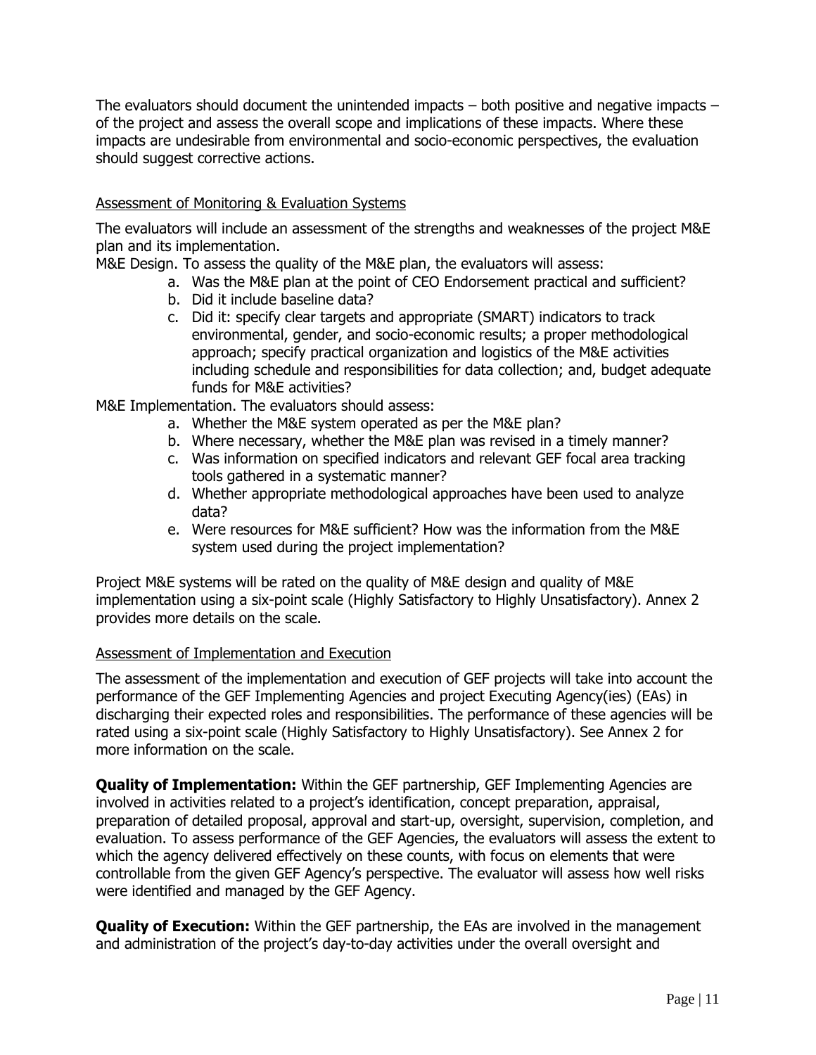The evaluators should document the unintended impacts – both positive and negative impacts – of the project and assess the overall scope and implications of these impacts. Where these impacts are undesirable from environmental and socio-economic perspectives, the evaluation should suggest corrective actions.

<u>Assessment of Monitoring & Evaluation Systems</u>

The evaluators will include an assessment of the strengths and weaknesses of the project M&E plan and its implementation.

M&E Design. To assess the quality of the M&E plan, the evaluators will assess:

a. Was the M&E plan at the point of CEO Endorsement practical and sufficient?
b. Did it include baseline data?
c. Did it: specify clear targets and appropriate (SMART) indicators to track environmental, gender, and socio-economic results; a proper methodological approach; specify practical organization and logistics of the M&E activities including schedule and responsibilities for data collection; and, budget adequate funds for M&E activities?

M&E Implementation. The evaluators should assess:

a. Whether the M&E system operated as per the M&E plan?
b. Where necessary, whether the M&E plan was revised in a timely manner?
c. Was information on specified indicators and relevant GEF focal area tracking tools gathered in a systematic manner?
d. Whether appropriate methodological approaches have been used to analyze data?
e. Were resources for M&E sufficient? How was the information from the M&E system used during the project implementation?

Project M&E systems will be rated on the quality of M&E design and quality of M&E implementation using a six-point scale (Highly Satisfactory to Highly Unsatisfactory). Annex 2 provides more details on the scale.

<u>Assessment of Implementation and Execution</u>

The assessment of the implementation and execution of GEF projects will take into account the performance of the GEF Implementing Agencies and project Executing Agency(ies) (EAs) in discharging their expected roles and responsibilities. The performance of these agencies will be rated using a six-point scale (Highly Satisfactory to Highly Unsatisfactory). See Annex 2 for more information on the scale.

**Quality of Implementation:** Within the GEF partnership, GEF Implementing Agencies are involved in activities related to a project's identification, concept preparation, appraisal, preparation of detailed proposal, approval and start-up, oversight, supervision, completion, and evaluation. To assess performance of the GEF Agencies, the evaluators will assess the extent to which the agency delivered effectively on these counts, with focus on elements that were controllable from the given GEF Agency's perspective. The evaluator will assess how well risks were identified and managed by the GEF Agency.

**Quality of Execution:** Within the GEF partnership, the EAs are involved in the management and administration of the project's day-to-day activities under the overall oversight and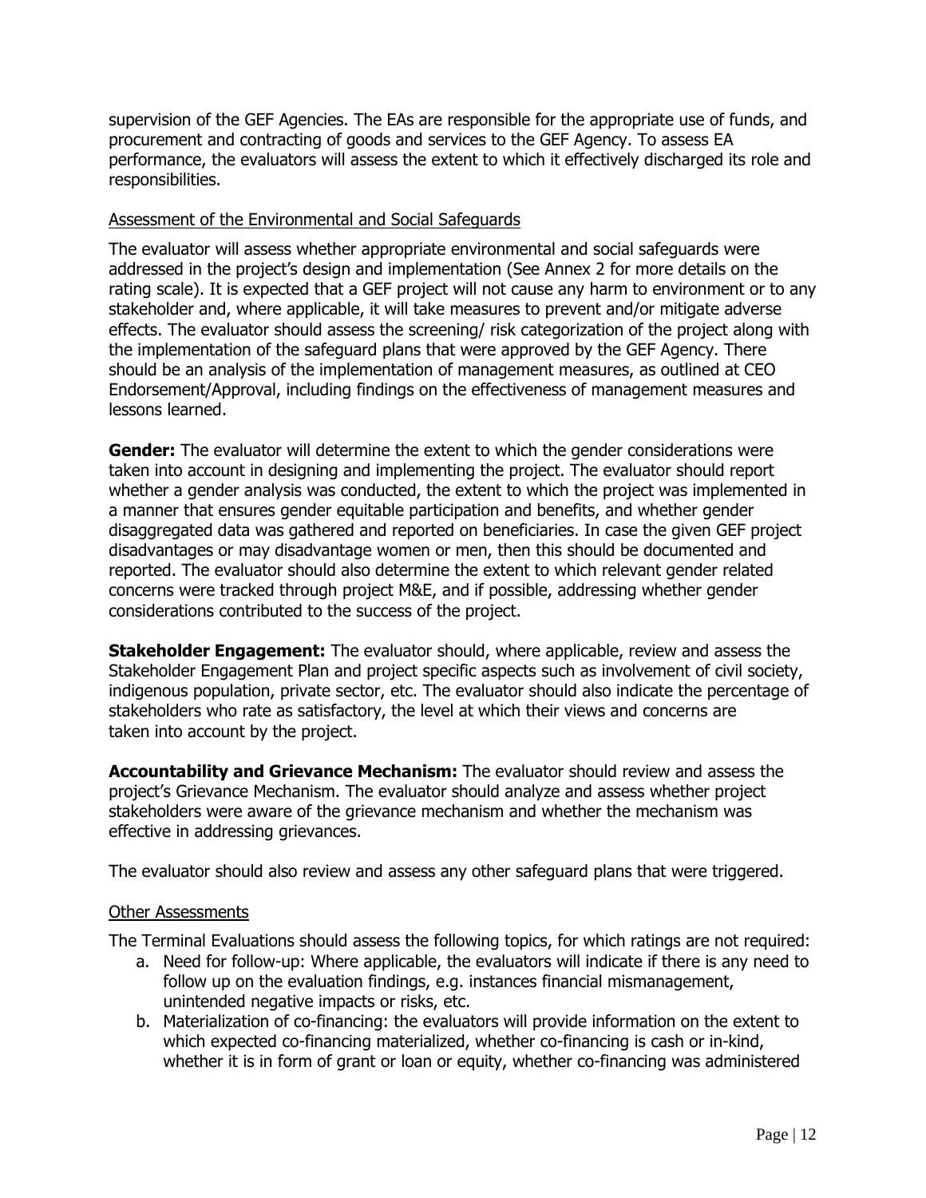supervision of the GEF Agencies. The EAs are responsible for the appropriate use of funds, and procurement and contracting of goods and services to the GEF Agency. To assess EA performance, the evaluators will assess the extent to which it effectively discharged its role and responsibilities.

<u>Assessment of the Environmental and Social Safeguards</u>

The evaluator will assess whether appropriate environmental and social safeguards were addressed in the project's design and implementation (See Annex 2 for more details on the rating scale). It is expected that a GEF project will not cause any harm to environment or to any stakeholder and, where applicable, it will take measures to prevent and/or mitigate adverse effects. The evaluator should assess the screening/ risk categorization of the project along with the implementation of the safeguard plans that were approved by the GEF Agency. There should be an analysis of the implementation of management measures, as outlined at CEO Endorsement/Approval, including findings on the effectiveness of management measures and lessons learned.

**Gender:** The evaluator will determine the extent to which the gender considerations were taken into account in designing and implementing the project. The evaluator should report whether a gender analysis was conducted, the extent to which the project was implemented in a manner that ensures gender equitable participation and benefits, and whether gender disaggregated data was gathered and reported on beneficiaries. In case the given GEF project disadvantages or may disadvantage women or men, then this should be documented and reported. The evaluator should also determine the extent to which relevant gender related concerns were tracked through project M&E, and if possible, addressing whether gender considerations contributed to the success of the project.

**Stakeholder Engagement:** The evaluator should, where applicable, review and assess the Stakeholder Engagement Plan and project specific aspects such as involvement of civil society, indigenous population, private sector, etc. The evaluator should also indicate the percentage of stakeholders who rate as satisfactory, the level at which their views and concerns are taken into account by the project.

**Accountability and Grievance Mechanism:** The evaluator should review and assess the project's Grievance Mechanism. The evaluator should analyze and assess whether project stakeholders were aware of the grievance mechanism and whether the mechanism was effective in addressing grievances.

The evaluator should also review and assess any other safeguard plans that were triggered.

<u>Other Assessments</u>

The Terminal Evaluations should assess the following topics, for which ratings are not required:

a. Need for follow-up: Where applicable, the evaluators will indicate if there is any need to follow up on the evaluation findings, e.g. instances financial mismanagement, unintended negative impacts or risks, etc.
b. Materialization of co-financing: the evaluators will provide information on the extent to which expected co-financing materialized, whether co-financing is cash or in-kind, whether it is in form of grant or loan or equity, whether co-financing was administered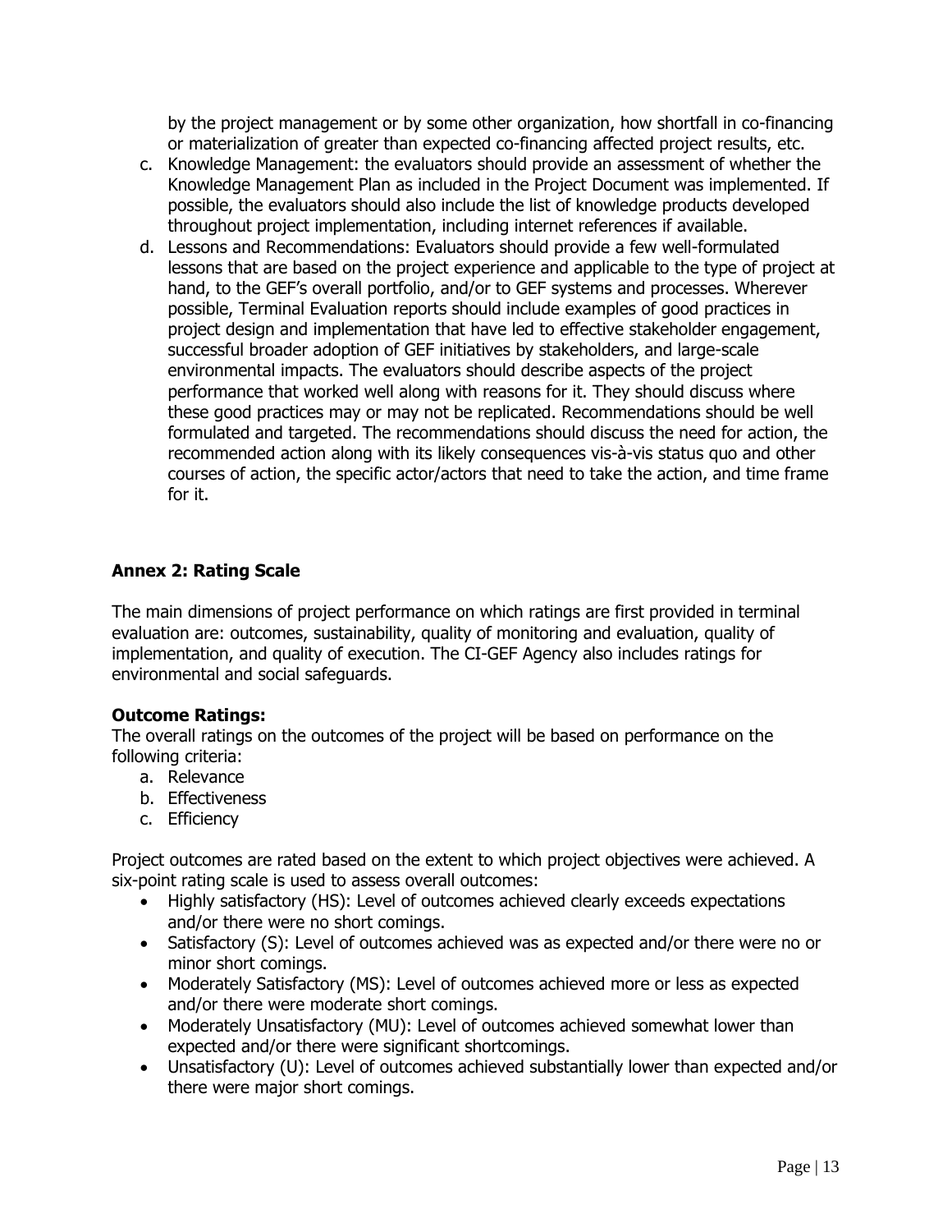by the project management or by some other organization, how shortfall in co-financing or materialization of greater than expected co-financing affected project results, etc.

c. Knowledge Management: the evaluators should provide an assessment of whether the Knowledge Management Plan as included in the Project Document was implemented. If possible, the evaluators should also include the list of knowledge products developed throughout project implementation, including internet references if available.
d. Lessons and Recommendations: Evaluators should provide a few well-formulated lessons that are based on the project experience and applicable to the type of project at hand, to the GEF's overall portfolio, and/or to GEF systems and processes. Wherever possible, Terminal Evaluation reports should include examples of good practices in project design and implementation that have led to effective stakeholder engagement, successful broader adoption of GEF initiatives by stakeholders, and large-scale environmental impacts. The evaluators should describe aspects of the project performance that worked well along with reasons for it. They should discuss where these good practices may or may not be replicated. Recommendations should be well formulated and targeted. The recommendations should discuss the need for action, the recommended action along with its likely consequences vis-à-vis status quo and other courses of action, the specific actor/actors that need to take the action, and time frame for it.

## Annex 2: Rating Scale

The main dimensions of project performance on which ratings are first provided in terminal evaluation are: outcomes, sustainability, quality of monitoring and evaluation, quality of implementation, and quality of execution. The CI-GEF Agency also includes ratings for environmental and social safeguards.

### Outcome Ratings:

The overall ratings on the outcomes of the project will be based on performance on the following criteria:

a. Relevance
b. Effectiveness
c. Efficiency

Project outcomes are rated based on the extent to which project objectives were achieved. A six-point rating scale is used to assess overall outcomes:

- Highly satisfactory (HS): Level of outcomes achieved clearly exceeds expectations and/or there were no short comings.
- Satisfactory (S): Level of outcomes achieved was as expected and/or there were no or minor short comings.
- Moderately Satisfactory (MS): Level of outcomes achieved more or less as expected and/or there were moderate short comings.
- Moderately Unsatisfactory (MU): Level of outcomes achieved somewhat lower than expected and/or there were significant shortcomings.
- Unsatisfactory (U): Level of outcomes achieved substantially lower than expected and/or there were major short comings.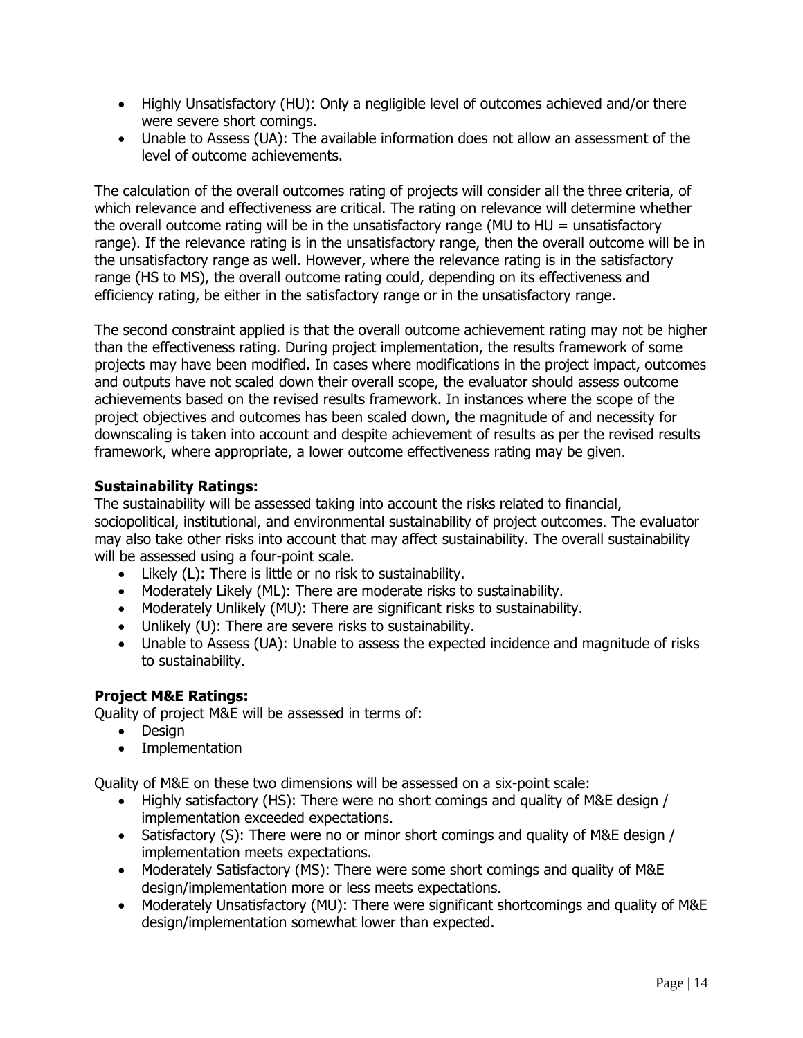- Highly Unsatisfactory (HU): Only a negligible level of outcomes achieved and/or there were severe short comings.
- Unable to Assess (UA): The available information does not allow an assessment of the level of outcome achievements.

The calculation of the overall outcomes rating of projects will consider all the three criteria, of which relevance and effectiveness are critical. The rating on relevance will determine whether the overall outcome rating will be in the unsatisfactory range (MU to HU = unsatisfactory range). If the relevance rating is in the unsatisfactory range, then the overall outcome will be in the unsatisfactory range as well. However, where the relevance rating is in the satisfactory range (HS to MS), the overall outcome rating could, depending on its effectiveness and efficiency rating, be either in the satisfactory range or in the unsatisfactory range.

The second constraint applied is that the overall outcome achievement rating may not be higher than the effectiveness rating. During project implementation, the results framework of some projects may have been modified. In cases where modifications in the project impact, outcomes and outputs have not scaled down their overall scope, the evaluator should assess outcome achievements based on the revised results framework. In instances where the scope of the project objectives and outcomes has been scaled down, the magnitude of and necessity for downscaling is taken into account and despite achievement of results as per the revised results framework, where appropriate, a lower outcome effectiveness rating may be given.

**Sustainability Ratings:**
The sustainability will be assessed taking into account the risks related to financial, sociopolitical, institutional, and environmental sustainability of project outcomes. The evaluator may also take other risks into account that may affect sustainability. The overall sustainability will be assessed using a four-point scale.

- Likely (L): There is little or no risk to sustainability.
- Moderately Likely (ML): There are moderate risks to sustainability.
- Moderately Unlikely (MU): There are significant risks to sustainability.
- Unlikely (U): There are severe risks to sustainability.
- Unable to Assess (UA): Unable to assess the expected incidence and magnitude of risks to sustainability.

**Project M&E Ratings:**
Quality of project M&E will be assessed in terms of:

- Design
- Implementation

Quality of M&E on these two dimensions will be assessed on a six-point scale:

- Highly satisfactory (HS): There were no short comings and quality of M&E design / implementation exceeded expectations.
- Satisfactory (S): There were no or minor short comings and quality of M&E design / implementation meets expectations.
- Moderately Satisfactory (MS): There were some short comings and quality of M&E design/implementation more or less meets expectations.
- Moderately Unsatisfactory (MU): There were significant shortcomings and quality of M&E design/implementation somewhat lower than expected.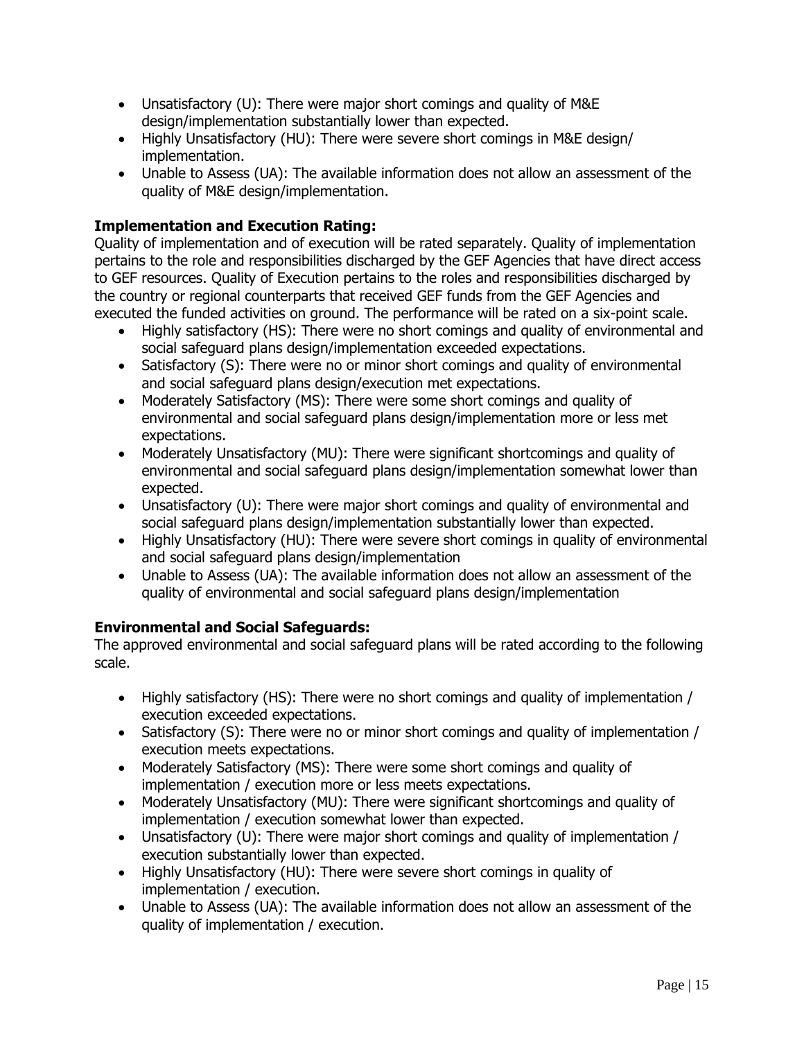- Unsatisfactory (U): There were major short comings and quality of M&E design/implementation substantially lower than expected.
- Highly Unsatisfactory (HU): There were severe short comings in M&E design/ implementation.
- Unable to Assess (UA): The available information does not allow an assessment of the quality of M&E design/implementation.

**Implementation and Execution Rating:**

Quality of implementation and of execution will be rated separately. Quality of implementation pertains to the role and responsibilities discharged by the GEF Agencies that have direct access to GEF resources. Quality of Execution pertains to the roles and responsibilities discharged by the country or regional counterparts that received GEF funds from the GEF Agencies and executed the funded activities on ground. The performance will be rated on a six-point scale.

- Highly satisfactory (HS): There were no short comings and quality of environmental and social safeguard plans design/implementation exceeded expectations.
- Satisfactory (S): There were no or minor short comings and quality of environmental and social safeguard plans design/execution met expectations.
- Moderately Satisfactory (MS): There were some short comings and quality of environmental and social safeguard plans design/implementation more or less met expectations.
- Moderately Unsatisfactory (MU): There were significant shortcomings and quality of environmental and social safeguard plans design/implementation somewhat lower than expected.
- Unsatisfactory (U): There were major short comings and quality of environmental and social safeguard plans design/implementation substantially lower than expected.
- Highly Unsatisfactory (HU): There were severe short comings in quality of environmental and social safeguard plans design/implementation
- Unable to Assess (UA): The available information does not allow an assessment of the quality of environmental and social safeguard plans design/implementation

**Environmental and Social Safeguards:**

The approved environmental and social safeguard plans will be rated according to the following scale.

- Highly satisfactory (HS): There were no short comings and quality of implementation / execution exceeded expectations.
- Satisfactory (S): There were no or minor short comings and quality of implementation / execution meets expectations.
- Moderately Satisfactory (MS): There were some short comings and quality of implementation / execution more or less meets expectations.
- Moderately Unsatisfactory (MU): There were significant shortcomings and quality of implementation / execution somewhat lower than expected.
- Unsatisfactory (U): There were major short comings and quality of implementation / execution substantially lower than expected.
- Highly Unsatisfactory (HU): There were severe short comings in quality of implementation / execution.
- Unable to Assess (UA): The available information does not allow an assessment of the quality of implementation / execution.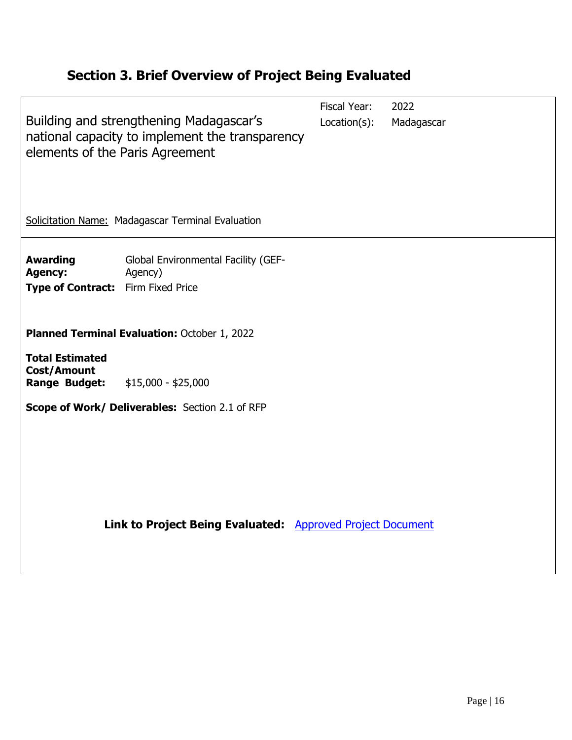## Section 3. Brief Overview of Project Being Evaluated

Building and strengthening Madagascar's national capacity to implement the transparency elements of the Paris Agreement

Fiscal Year: 2022

Location(s): Madagascar

Solicitation Name: Madagascar Terminal Evaluation

**Awarding Agency:** Global Environmental Facility (GEF-Agency)

**Type of Contract:** Firm Fixed Price

**Planned Terminal Evaluation:** October 1, 2022

**Total Estimated Cost/Amount Range Budget:** $15,000 - $25,000

**Scope of Work/ Deliverables:** Section 2.1 of RFP

**Link to Project Being Evaluated:** [Approved Project Document]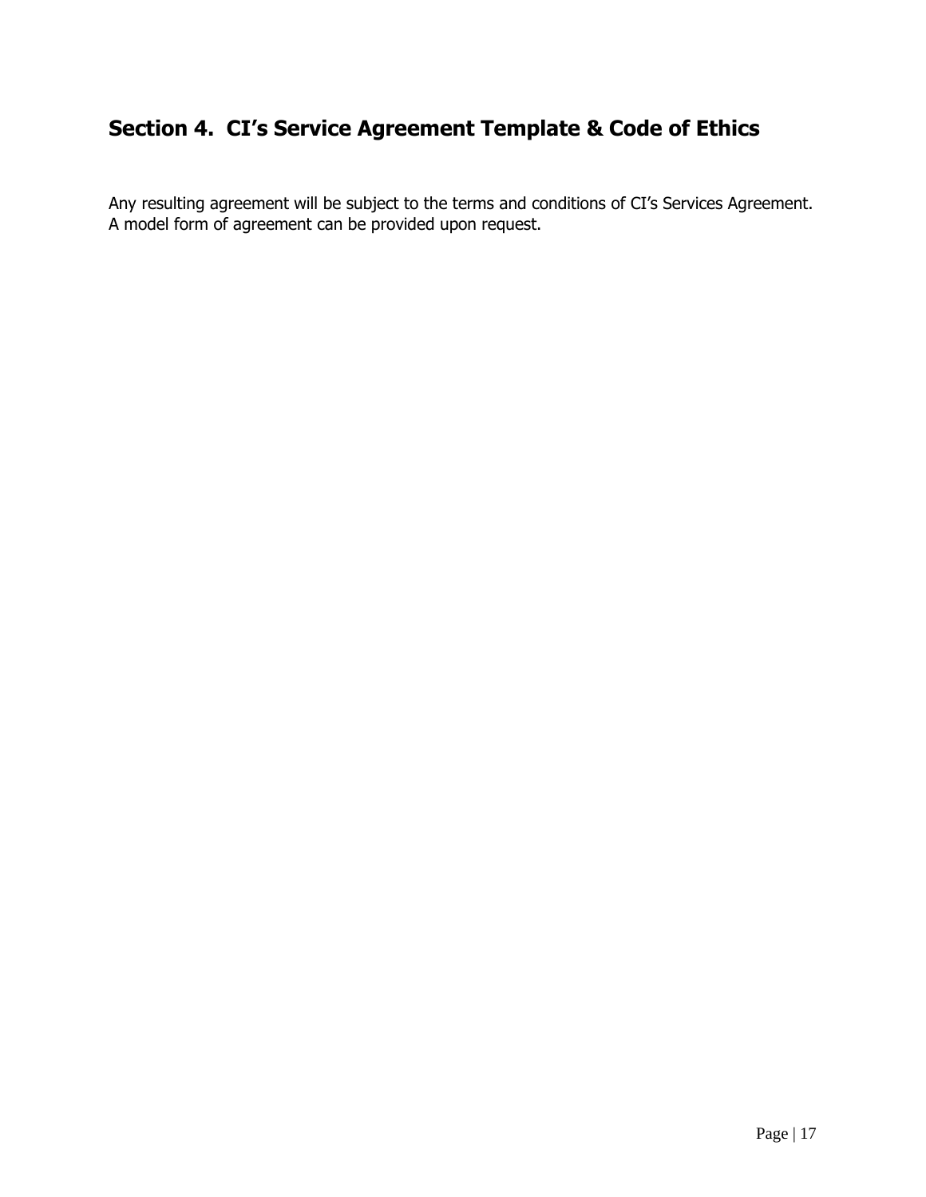## Section 4. CI's Service Agreement Template & Code of Ethics

Any resulting agreement will be subject to the terms and conditions of CI's Services Agreement. A model form of agreement can be provided upon request.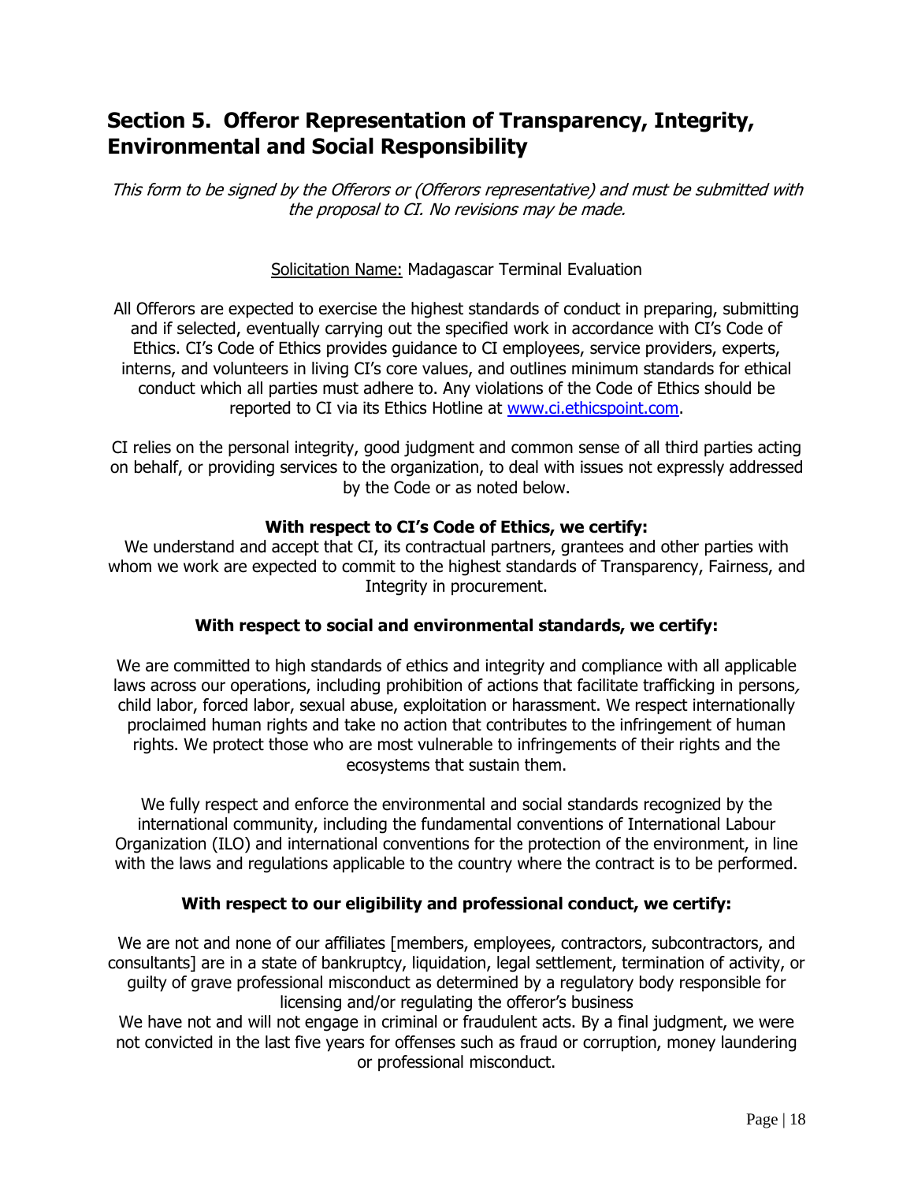## Section 5. Offeror Representation of Transparency, Integrity, Environmental and Social Responsibility

*This form to be signed by the Offerors or (Offerors representative) and must be submitted with the proposal to CI. No revisions may be made.*

Solicitation Name: Madagascar Terminal Evaluation

All Offerors are expected to exercise the highest standards of conduct in preparing, submitting and if selected, eventually carrying out the specified work in accordance with CI's Code of Ethics. CI's Code of Ethics provides guidance to CI employees, service providers, experts, interns, and volunteers in living CI's core values, and outlines minimum standards for ethical conduct which all parties must adhere to. Any violations of the Code of Ethics should be reported to CI via its Ethics Hotline at www.ci.ethicspoint.com.

CI relies on the personal integrity, good judgment and common sense of all third parties acting on behalf, or providing services to the organization, to deal with issues not expressly addressed by the Code or as noted below.

**With respect to CI's Code of Ethics, we certify:**

We understand and accept that CI, its contractual partners, grantees and other parties with whom we work are expected to commit to the highest standards of Transparency, Fairness, and Integrity in procurement.

**With respect to social and environmental standards, we certify:**

We are committed to high standards of ethics and integrity and compliance with all applicable laws across our operations, including prohibition of actions that facilitate trafficking in persons, child labor, forced labor, sexual abuse, exploitation or harassment. We respect internationally proclaimed human rights and take no action that contributes to the infringement of human rights. We protect those who are most vulnerable to infringements of their rights and the ecosystems that sustain them.

We fully respect and enforce the environmental and social standards recognized by the international community, including the fundamental conventions of International Labour Organization (ILO) and international conventions for the protection of the environment, in line with the laws and regulations applicable to the country where the contract is to be performed.

**With respect to our eligibility and professional conduct, we certify:**

We are not and none of our affiliates [members, employees, contractors, subcontractors, and consultants] are in a state of bankruptcy, liquidation, legal settlement, termination of activity, or guilty of grave professional misconduct as determined by a regulatory body responsible for licensing and/or regulating the offeror's business

We have not and will not engage in criminal or fraudulent acts. By a final judgment, we were not convicted in the last five years for offenses such as fraud or corruption, money laundering or professional misconduct.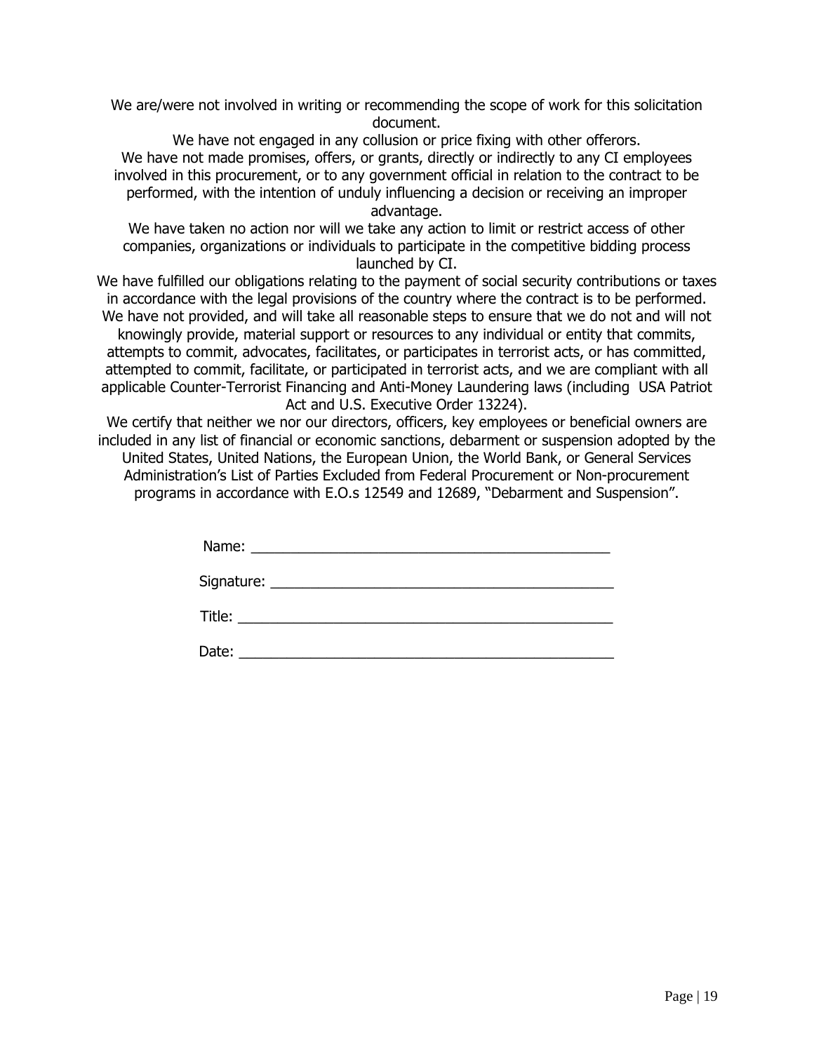We are/were not involved in writing or recommending the scope of work for this solicitation document.

We have not engaged in any collusion or price fixing with other offerors.

We have not made promises, offers, or grants, directly or indirectly to any CI employees involved in this procurement, or to any government official in relation to the contract to be performed, with the intention of unduly influencing a decision or receiving an improper advantage.

We have taken no action nor will we take any action to limit or restrict access of other companies, organizations or individuals to participate in the competitive bidding process launched by CI.

We have fulfilled our obligations relating to the payment of social security contributions or taxes in accordance with the legal provisions of the country where the contract is to be performed.

We have not provided, and will take all reasonable steps to ensure that we do not and will not knowingly provide, material support or resources to any individual or entity that commits, attempts to commit, advocates, facilitates, or participates in terrorist acts, or has committed, attempted to commit, facilitate, or participated in terrorist acts, and we are compliant with all applicable Counter-Terrorist Financing and Anti-Money Laundering laws (including USA Patriot Act and U.S. Executive Order 13224).

We certify that neither we nor our directors, officers, key employees or beneficial owners are included in any list of financial or economic sanctions, debarment or suspension adopted by the United States, United Nations, the European Union, the World Bank, or General Services Administration's List of Parties Excluded from Federal Procurement or Non-procurement programs in accordance with E.O.s 12549 and 12689, "Debarment and Suspension".

Name: _____________________________________________

Signature: __________________________________________

Title: ______________________________________________

Date: ______________________________________________